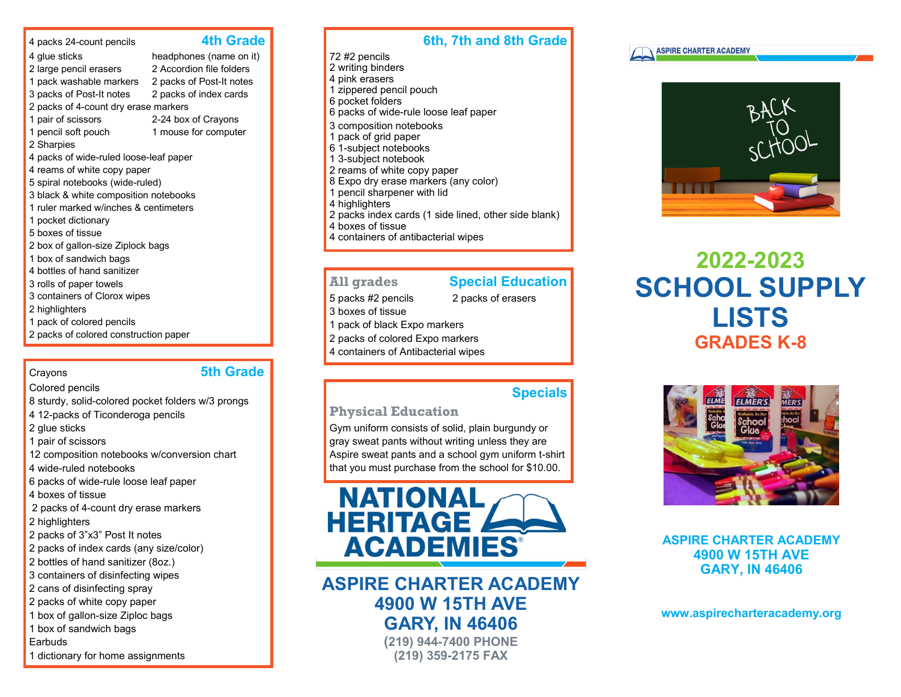## 4th Grade

- 4 packs 24-count pencils
- 4 glue sticks
- 2 large pencil erasers
- 1 pack washable markers
- 3 packs of Post-It notes
- 2 packs of 4-count dry erase markers
- 1 pair of scissors
- 1 pencil soft pouch
- 2 Sharpies
- 4 packs of wide-ruled loose-leaf paper
- 4 reams of white copy paper
- 5 spiral notebooks (wide-ruled)
- 3 black & white composition notebooks
- 1 ruler marked w/inches & centimeters
- 1 pocket dictionary
- 5 boxes of tissue
- 2 box of gallon-size Ziplock bags
- 1 box of sandwich bags
- 4 bottles of hand sanitizer
- 3 rolls of paper towels
- 3 containers of Clorox wipes
- 2 highlighters
- 1 pack of colored pencils
- 2 packs of colored construction paper
- headphones (name on it)
- 2 Accordion file folders
- 2 packs of Post-It notes
- 2 packs of index cards
- 2-24 box of Crayons
- 1 mouse for computer

## 5th Grade

- Crayons
- Colored pencils
- 8 sturdy, solid-colored pocket folders w/3 prongs
- 4 12-packs of Ticonderoga pencils
- 2 glue sticks
- 1 pair of scissors
- 12 composition notebooks w/conversion chart
- 4 wide-ruled notebooks
- 6 packs of wide-rule loose leaf paper
- 4 boxes of tissue
- 2 packs of 4-count dry erase markers
- 2 highlighters
- 2 packs of 3"x3" Post It notes
- 2 packs of index cards (any size/color)
- 2 bottles of hand sanitizer (8oz.)
- 3 containers of disinfecting wipes
- 2 cans of disinfecting spray
- 2 packs of white copy paper
- 1 box of gallon-size Ziploc bags
- 1 box of sandwich bags
- Earbuds
- 1 dictionary for home assignments

## 6th, 7th and 8th Grade

- 72 #2 pencils
- 2 writing binders
- 4 pink erasers
- 1 zippered pencil pouch
- 6 pocket folders
- 6 packs of wide-rule loose leaf paper
- 3 composition notebooks
- 1 pack of grid paper
- 6 1-subject notebooks
- 1 3-subject notebook
- 2 reams of white copy paper
- 8 Expo dry erase markers (any color)
- 1 pencil sharpener with lid
- 4 highlighters
- 2 packs index cards (1 side lined, other side blank)
- 4 boxes of tissue
- 4 containers of antibacterial wipes

## Special Education

### All grades

- 5 packs #2 pencils
- 2 packs of erasers
- 3 boxes of tissue
- 1 pack of black Expo markers
- 2 packs of colored Expo markers
- 4 containers of Antibacterial wipes

## Specials

### Physical Education

Gym uniform consists of solid, plain burgundy or gray sweat pants without writing unless they are Aspire sweat pants and a school gym uniform t-shirt that you must purchase from the school for $10.00.

**NATIONAL HERITAGE ACADEMIES®**

**ASPIRE CHARTER ACADEMY**
**4900 W 15TH AVE**
**GARY, IN 46406**
(219) 944-7400 PHONE
(219) 359-2175 FAX

ASPIRE CHARTER ACADEMY

# 2022-2023 SCHOOL SUPPLY LISTS

## GRADES K-8

**ASPIRE CHARTER ACADEMY**
**4900 W 15TH AVE**
**GARY, IN 46406**

www.aspirecharteracademy.org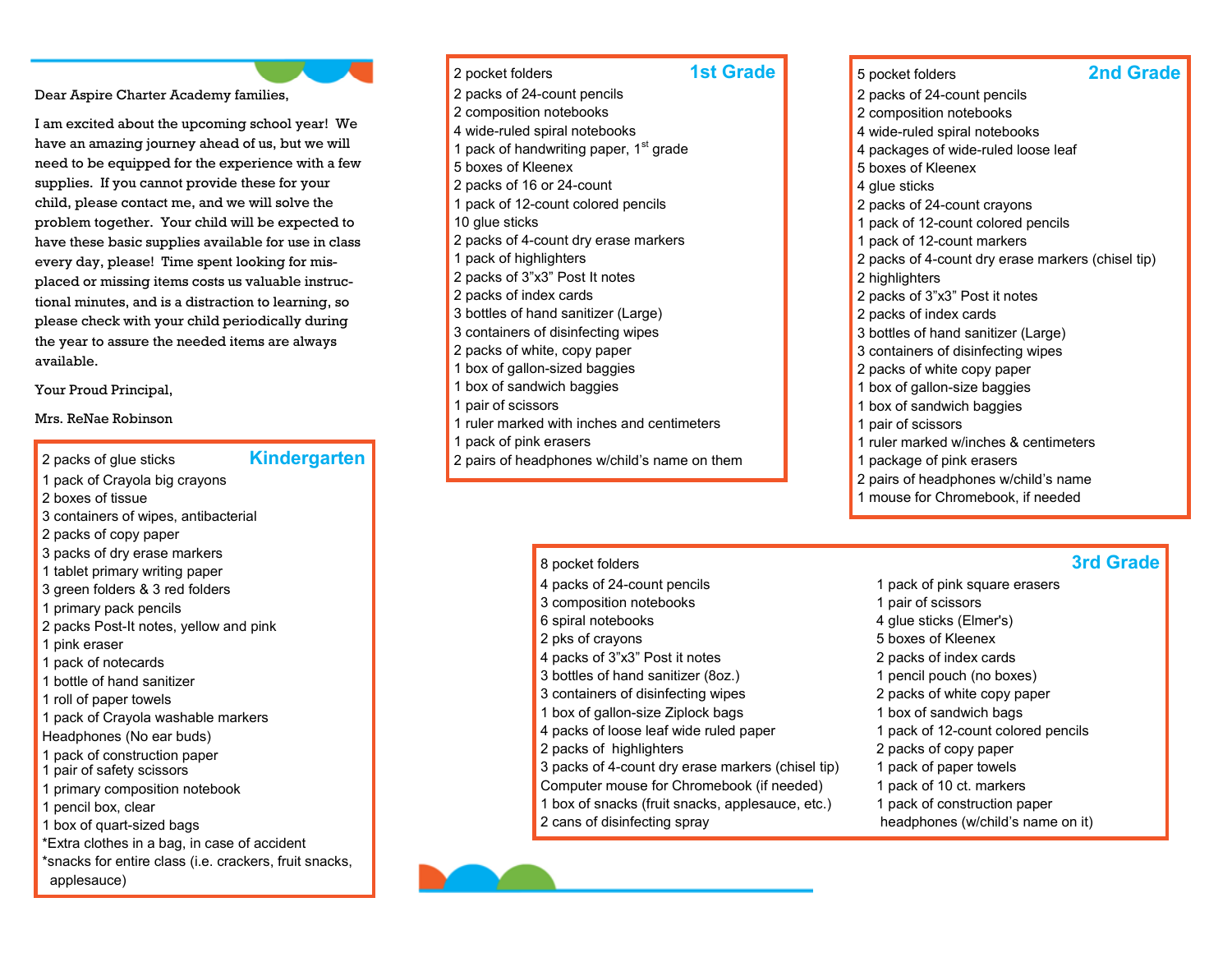Dear Aspire Charter Academy families,

I am excited about the upcoming school year! We have an amazing journey ahead of us, but we will need to be equipped for the experience with a few supplies. If you cannot provide these for your child, please contact me, and we will solve the problem together. Your child will be expected to have these basic supplies available for use in class every day, please! Time spent looking for misplaced or missing items costs us valuable instructional minutes, and is a distraction to learning, so please check with your child periodically during the year to assure the needed items are always available.

Your Proud Principal,

Mrs. ReNae Robinson

## Kindergarten

2 packs of glue sticks
1 pack of Crayola big crayons
2 boxes of tissue
3 containers of wipes, antibacterial
2 packs of copy paper
3 packs of dry erase markers
1 tablet primary writing paper
3 green folders & 3 red folders
1 primary pack pencils
2 packs Post-It notes, yellow and pink
1 pink eraser
1 pack of notecards
1 bottle of hand sanitizer
1 roll of paper towels
1 pack of Crayola washable markers
Headphones (No ear buds)
1 pack of construction paper
1 pair of safety scissors
1 primary composition notebook
1 pencil box, clear
1 box of quart-sized bags
*Extra clothes in a bag, in case of accident
*snacks for entire class (i.e. crackers, fruit snacks, applesauce)

## 1st Grade

2 pocket folders
2 packs of 24-count pencils
2 composition notebooks
4 wide-ruled spiral notebooks
1 pack of handwriting paper, 1st grade
5 boxes of Kleenex
2 packs of 16 or 24-count
1 pack of 12-count colored pencils
10 glue sticks
2 packs of 4-count dry erase markers
1 pack of highlighters
2 packs of 3"x3" Post It notes
2 packs of index cards
3 bottles of hand sanitizer (Large)
3 containers of disinfecting wipes
2 packs of white, copy paper
1 box of gallon-sized baggies
1 box of sandwich baggies
1 pair of scissors
1 ruler marked with inches and centimeters
1 pack of pink erasers
2 pairs of headphones w/child's name on them

## 2nd Grade

5 pocket folders
2 packs of 24-count pencils
2 composition notebooks
4 wide-ruled spiral notebooks
4 packages of wide-ruled loose leaf
5 boxes of Kleenex
4 glue sticks
2 packs of 24-count crayons
1 pack of 12-count colored pencils
1 pack of 12-count markers
2 packs of 4-count dry erase markers (chisel tip)
2 highlighters
2 packs of 3"x3" Post it notes
2 packs of index cards
3 bottles of hand sanitizer (Large)
3 containers of disinfecting wipes
2 packs of white copy paper
1 box of gallon-size baggies
1 box of sandwich baggies
1 pair of scissors
1 ruler marked w/inches & centimeters
1 package of pink erasers
2 pairs of headphones w/child's name
1 mouse for Chromebook, if needed

## 3rd Grade

8 pocket folders
4 packs of 24-count pencils
3 composition notebooks
6 spiral notebooks
2 pks of crayons
4 packs of 3"x3" Post it notes
3 bottles of hand sanitizer (8oz.)
3 containers of disinfecting wipes
1 box of gallon-size Ziplock bags
4 packs of loose leaf wide ruled paper
2 packs of highlighters
3 packs of 4-count dry erase markers (chisel tip)
Computer mouse for Chromebook (if needed)
1 box of snacks (fruit snacks, applesauce, etc.)
2 cans of disinfecting spray
1 pack of pink square erasers
1 pair of scissors
4 glue sticks (Elmer's)
5 boxes of Kleenex
2 packs of index cards
1 pencil pouch (no boxes)
2 packs of white copy paper
1 box of sandwich bags
1 pack of 12-count colored pencils
2 packs of copy paper
1 pack of paper towels
1 pack of 10 ct. markers
1 pack of construction paper
headphones (w/child's name on it)